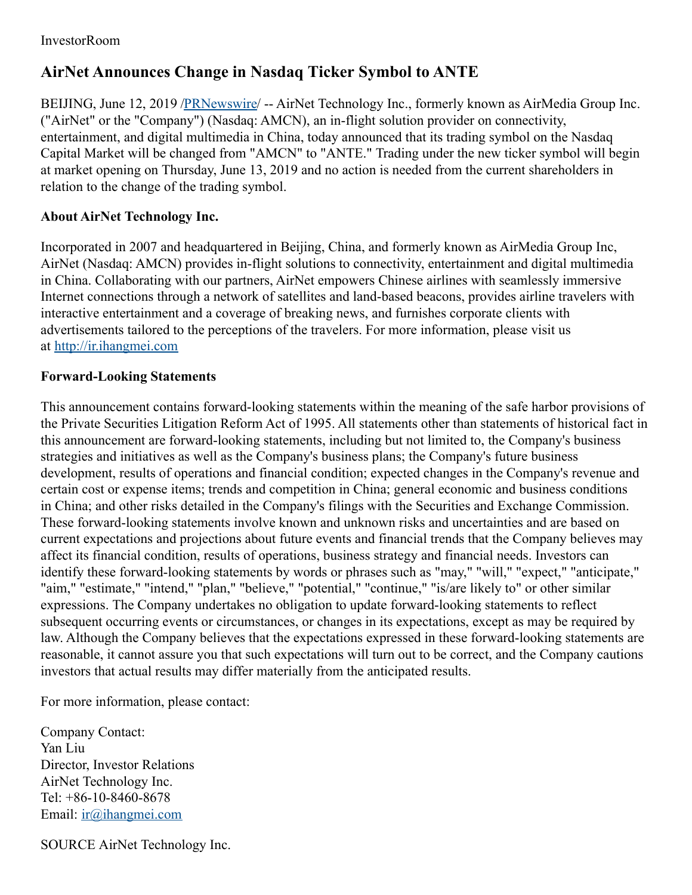InvestorRoom

# AirNet Announces Change in Nasdaq Ticker Symbol to ANTE

BEIJING, June 12, 2019 /PRNewswire/ -- AirNet Technology Inc., formerly known as AirMedia Group Inc. ("AirNet" or the "Company") (Nasdaq: AMCN), an in-flight solution provider on connectivity, entertainment, and digital multimedia in China, today announced that its trading symbol on the Nasdaq Capital Market will be changed from "AMCN" to "ANTE." Trading under the new ticker symbol will begin at market opening on Thursday, June 13, 2019 and no action is needed from the current shareholders in relation to the change of the trading symbol.

### About AirNet Technology Inc.

Incorporated in 2007 and headquartered in Beijing, China, and formerly known as AirMedia Group Inc, AirNet (Nasdaq: AMCN) provides in-flight solutions to connectivity, entertainment and digital multimedia in China. Collaborating with our partners, AirNet empowers Chinese airlines with seamlessly immersive Internet connections through a network of satellites and land-based beacons, provides airline travelers with interactive entertainment and a coverage of breaking news, and furnishes corporate clients with advertisements tailored to the perceptions of the travelers. For more information, please visit us at http://ir.ihangmei.com

### Forward-Looking Statements

This announcement contains forward-looking statements within the meaning of the safe harbor provisions of the Private Securities Litigation Reform Act of 1995. All statements other than statements of historical fact in this announcement are forward-looking statements, including but not limited to, the Company's business strategies and initiatives as well as the Company's business plans; the Company's future business development, results of operations and financial condition; expected changes in the Company's revenue and certain cost or expense items; trends and competition in China; general economic and business conditions in China; and other risks detailed in the Company's filings with the Securities and Exchange Commission. These forward-looking statements involve known and unknown risks and uncertainties and are based on current expectations and projections about future events and financial trends that the Company believes may affect its financial condition, results of operations, business strategy and financial needs. Investors can identify these forward-looking statements by words or phrases such as "may," "will," "expect," "anticipate," "aim," "estimate," "intend," "plan," "believe," "potential," "continue," "is/are likely to" or other similar expressions. The Company undertakes no obligation to update forward-looking statements to reflect subsequent occurring events or circumstances, or changes in its expectations, except as may be required by law. Although the Company believes that the expectations expressed in these forward-looking statements are reasonable, it cannot assure you that such expectations will turn out to be correct, and the Company cautions investors that actual results may differ materially from the anticipated results.

For more information, please contact:

Company Contact:
Yan Liu
Director, Investor Relations
AirNet Technology Inc.
Tel: +86-10-8460-8678
Email: ir@ihangmei.com

SOURCE AirNet Technology Inc.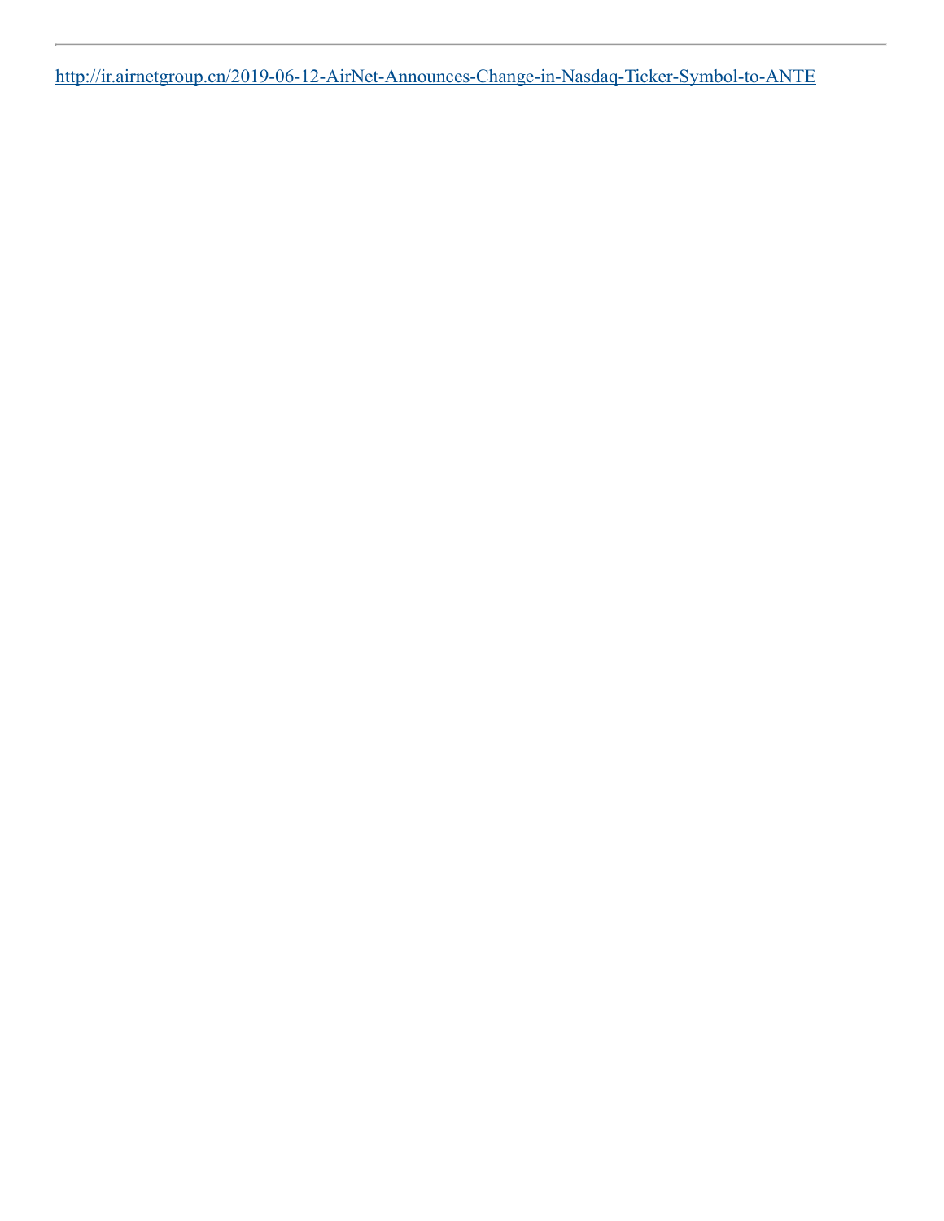http://ir.airnetgroup.cn/2019-06-12-AirNet-Announces-Change-in-Nasdaq-Ticker-Symbol-to-ANTE